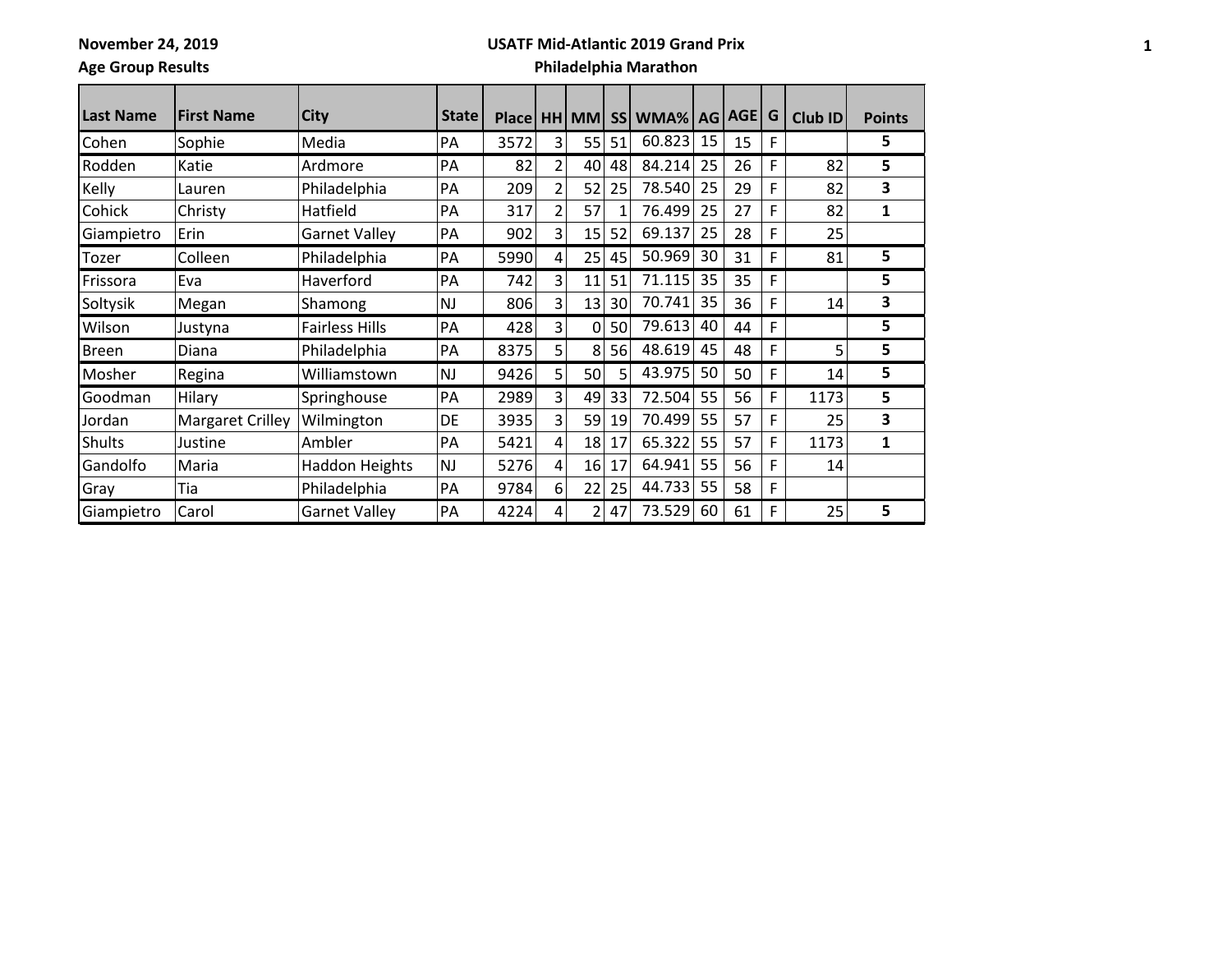November 24, 2019

Age Group Results

**USATF Mid-Atlantic 2019 Grand Prix**

**Philadelphia Marathon**

| Last Name | First Name | City | State | Place | HH | MM | SS | WMA% | AG | AGE | G | Club ID | Points |
|---|---|---|---|---|---|---|---|---|---|---|---|---|---|
| Cohen | Sophie | Media | PA | 3572 | 3 | 55 | 51 | 60.823 | 15 | 15 | F | | 5 |
| Rodden | Katie | Ardmore | PA | 82 | 2 | 40 | 48 | 84.214 | 25 | 26 | F | 82 | 5 |
| Kelly | Lauren | Philadelphia | PA | 209 | 2 | 52 | 25 | 78.540 | 25 | 29 | F | 82 | 3 |
| Cohick | Christy | Hatfield | PA | 317 | 2 | 57 | 1 | 76.499 | 25 | 27 | F | 82 | 1 |
| Giampietro | Erin | Garnet Valley | PA | 902 | 3 | 15 | 52 | 69.137 | 25 | 28 | F | 25 | |
| Tozer | Colleen | Philadelphia | PA | 5990 | 4 | 25 | 45 | 50.969 | 30 | 31 | F | 81 | 5 |
| Frissora | Eva | Haverford | PA | 742 | 3 | 11 | 51 | 71.115 | 35 | 35 | F | | 5 |
| Soltysik | Megan | Shamong | NJ | 806 | 3 | 13 | 30 | 70.741 | 35 | 36 | F | 14 | 3 |
| Wilson | Justyna | Fairless Hills | PA | 428 | 3 | 0 | 50 | 79.613 | 40 | 44 | F | | 5 |
| Breen | Diana | Philadelphia | PA | 8375 | 5 | 8 | 56 | 48.619 | 45 | 48 | F | 5 | 5 |
| Mosher | Regina | Williamstown | NJ | 9426 | 5 | 50 | 5 | 43.975 | 50 | 50 | F | 14 | 5 |
| Goodman | Hilary | Springhouse | PA | 2989 | 3 | 49 | 33 | 72.504 | 55 | 56 | F | 1173 | 5 |
| Jordan | Margaret Crilley | Wilmington | DE | 3935 | 3 | 59 | 19 | 70.499 | 55 | 57 | F | 25 | 3 |
| Shults | Justine | Ambler | PA | 5421 | 4 | 18 | 17 | 65.322 | 55 | 57 | F | 1173 | 1 |
| Gandolfo | Maria | Haddon Heights | NJ | 5276 | 4 | 16 | 17 | 64.941 | 55 | 56 | F | 14 | |
| Gray | Tia | Philadelphia | PA | 9784 | 6 | 22 | 25 | 44.733 | 55 | 58 | F | | |
| Giampietro | Carol | Garnet Valley | PA | 4224 | 4 | 2 | 47 | 73.529 | 60 | 61 | F | 25 | 5 |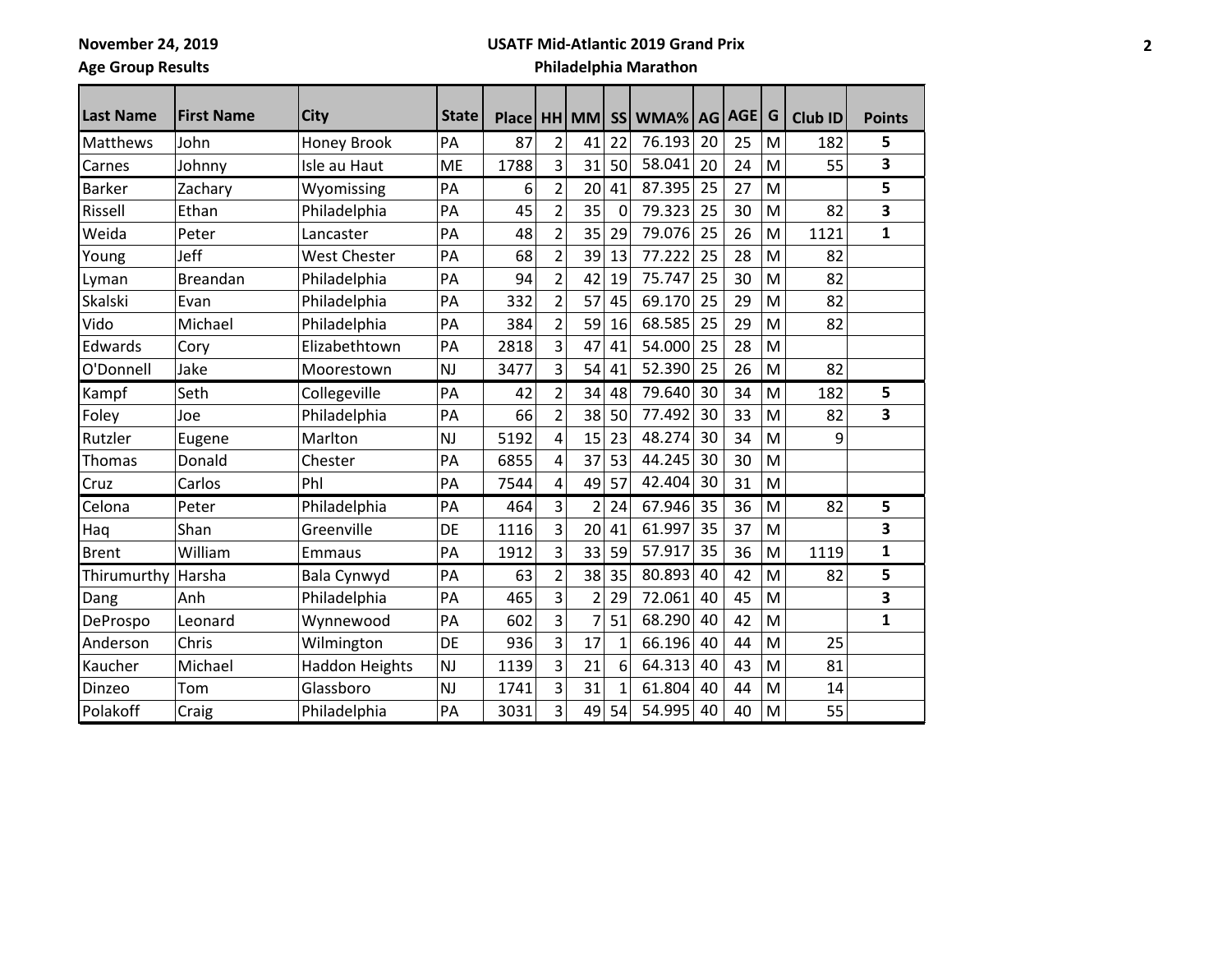November 24, 2019
Age Group Results

**USATF Mid-Atlantic 2019 Grand Prix**
**Philadelphia Marathon**

| Last Name | First Name | City | State | Place | HH | MM | SS | WMA% | AG | AGE | G | Club ID | Points |
|---|---|---|---|---|---|---|---|---|---|---|---|---|---|
| Matthews | John | Honey Brook | PA | 87 | 2 | 41 | 22 | 76.193 | 20 | 25 | M | 182 | 5 |
| Carnes | Johnny | Isle au Haut | ME | 1788 | 3 | 31 | 50 | 58.041 | 20 | 24 | M | 55 | 3 |
| Barker | Zachary | Wyomissing | PA | 6 | 2 | 20 | 41 | 87.395 | 25 | 27 | M | | 5 |
| Rissell | Ethan | Philadelphia | PA | 45 | 2 | 35 | 0 | 79.323 | 25 | 30 | M | 82 | 3 |
| Weida | Peter | Lancaster | PA | 48 | 2 | 35 | 29 | 79.076 | 25 | 26 | M | 1121 | 1 |
| Young | Jeff | West Chester | PA | 68 | 2 | 39 | 13 | 77.222 | 25 | 28 | M | 82 | |
| Lyman | Breandan | Philadelphia | PA | 94 | 2 | 42 | 19 | 75.747 | 25 | 30 | M | 82 | |
| Skalski | Evan | Philadelphia | PA | 332 | 2 | 57 | 45 | 69.170 | 25 | 29 | M | 82 | |
| Vido | Michael | Philadelphia | PA | 384 | 2 | 59 | 16 | 68.585 | 25 | 29 | M | 82 | |
| Edwards | Cory | Elizabethtown | PA | 2818 | 3 | 47 | 41 | 54.000 | 25 | 28 | M | | |
| O'Donnell | Jake | Moorestown | NJ | 3477 | 3 | 54 | 41 | 52.390 | 25 | 26 | M | 82 | |
| Kampf | Seth | Collegeville | PA | 42 | 2 | 34 | 48 | 79.640 | 30 | 34 | M | 182 | 5 |
| Foley | Joe | Philadelphia | PA | 66 | 2 | 38 | 50 | 77.492 | 30 | 33 | M | 82 | 3 |
| Rutzler | Eugene | Marlton | NJ | 5192 | 4 | 15 | 23 | 48.274 | 30 | 34 | M | 9 | |
| Thomas | Donald | Chester | PA | 6855 | 4 | 37 | 53 | 44.245 | 30 | 30 | M | | |
| Cruz | Carlos | Phl | PA | 7544 | 4 | 49 | 57 | 42.404 | 30 | 31 | M | | |
| Celona | Peter | Philadelphia | PA | 464 | 3 | 2 | 24 | 67.946 | 35 | 36 | M | 82 | 5 |
| Haq | Shan | Greenville | DE | 1116 | 3 | 20 | 41 | 61.997 | 35 | 37 | M | | 3 |
| Brent | William | Emmaus | PA | 1912 | 3 | 33 | 59 | 57.917 | 35 | 36 | M | 1119 | 1 |
| Thirumurthy | Harsha | Bala Cynwyd | PA | 63 | 2 | 38 | 35 | 80.893 | 40 | 42 | M | 82 | 5 |
| Dang | Anh | Philadelphia | PA | 465 | 3 | 2 | 29 | 72.061 | 40 | 45 | M | | 3 |
| DeProspo | Leonard | Wynnewood | PA | 602 | 3 | 7 | 51 | 68.290 | 40 | 42 | M | | 1 |
| Anderson | Chris | Wilmington | DE | 936 | 3 | 17 | 1 | 66.196 | 40 | 44 | M | 25 | |
| Kaucher | Michael | Haddon Heights | NJ | 1139 | 3 | 21 | 6 | 64.313 | 40 | 43 | M | 81 | |
| Dinzeo | Tom | Glassboro | NJ | 1741 | 3 | 31 | 1 | 61.804 | 40 | 44 | M | 14 | |
| Polakoff | Craig | Philadelphia | PA | 3031 | 3 | 49 | 54 | 54.995 | 40 | 40 | M | 55 | |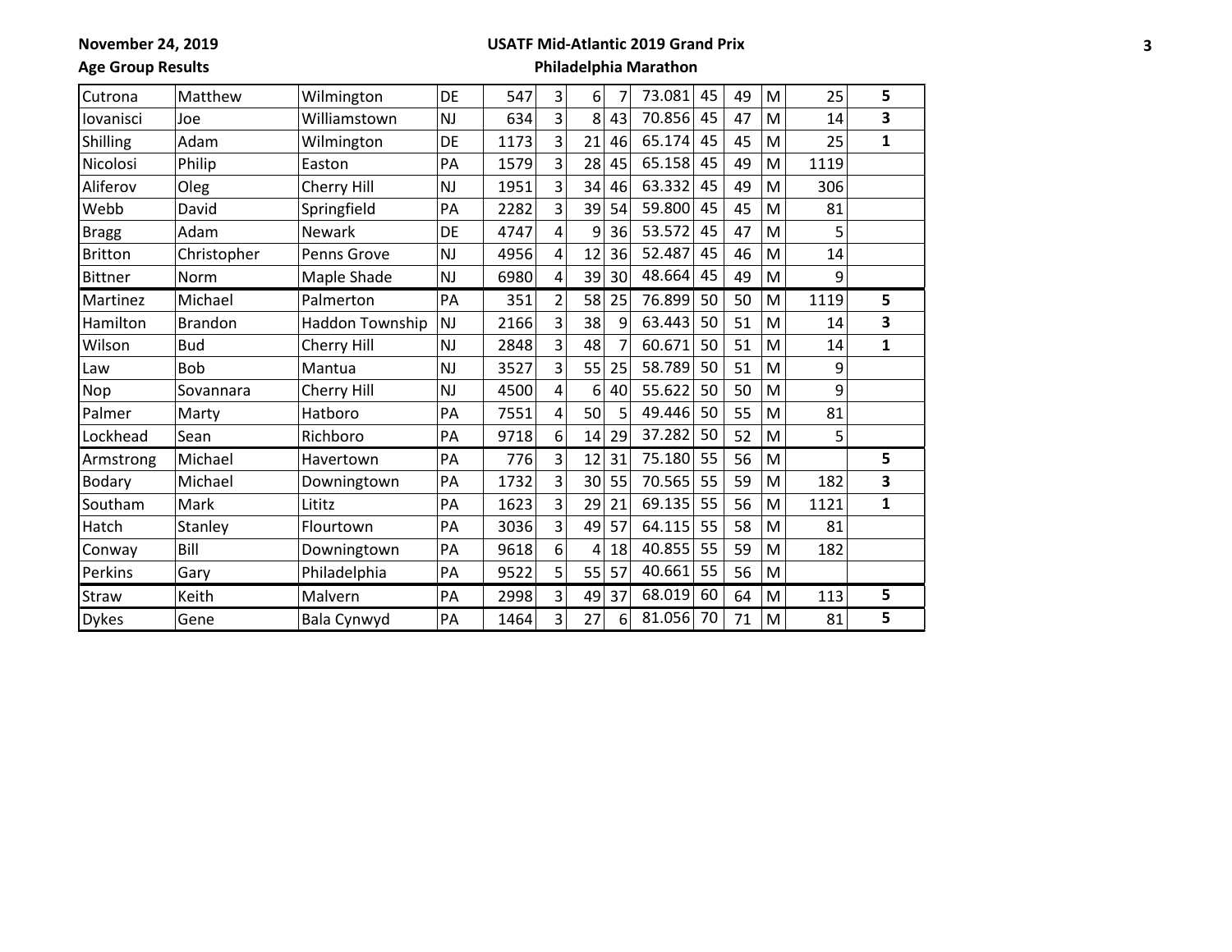November 24, 2019

Age Group Results

**USATF Mid-Atlantic 2019 Grand Prix**

**Philadelphia Marathon**

| | | | | | | | | | | | | | |
|---|---|---|---|---|---|---|---|---|---|---|---|---|---|
| Cutrona | Matthew | Wilmington | DE | 547 | 3 | 6 | 7 | 73.081 | 45 | 49 | M | 25 | **5** |
| Iovanisci | Joe | Williamstown | NJ | 634 | 3 | 8 | 43 | 70.856 | 45 | 47 | M | 14 | **3** |
| Shilling | Adam | Wilmington | DE | 1173 | 3 | 21 | 46 | 65.174 | 45 | 45 | M | 25 | **1** |
| Nicolosi | Philip | Easton | PA | 1579 | 3 | 28 | 45 | 65.158 | 45 | 49 | M | 1119 | |
| Aliferov | Oleg | Cherry Hill | NJ | 1951 | 3 | 34 | 46 | 63.332 | 45 | 49 | M | 306 | |
| Webb | David | Springfield | PA | 2282 | 3 | 39 | 54 | 59.800 | 45 | 45 | M | 81 | |
| Bragg | Adam | Newark | DE | 4747 | 4 | 9 | 36 | 53.572 | 45 | 47 | M | 5 | |
| Britton | Christopher | Penns Grove | NJ | 4956 | 4 | 12 | 36 | 52.487 | 45 | 46 | M | 14 | |
| Bittner | Norm | Maple Shade | NJ | 6980 | 4 | 39 | 30 | 48.664 | 45 | 49 | M | 9 | |
| Martinez | Michael | Palmerton | PA | 351 | 2 | 58 | 25 | 76.899 | 50 | 50 | M | 1119 | **5** |
| Hamilton | Brandon | Haddon Township | NJ | 2166 | 3 | 38 | 9 | 63.443 | 50 | 51 | M | 14 | **3** |
| Wilson | Bud | Cherry Hill | NJ | 2848 | 3 | 48 | 7 | 60.671 | 50 | 51 | M | 14 | **1** |
| Law | Bob | Mantua | NJ | 3527 | 3 | 55 | 25 | 58.789 | 50 | 51 | M | 9 | |
| Nop | Sovannara | Cherry Hill | NJ | 4500 | 4 | 6 | 40 | 55.622 | 50 | 50 | M | 9 | |
| Palmer | Marty | Hatboro | PA | 7551 | 4 | 50 | 5 | 49.446 | 50 | 55 | M | 81 | |
| Lockhead | Sean | Richboro | PA | 9718 | 6 | 14 | 29 | 37.282 | 50 | 52 | M | 5 | |
| Armstrong | Michael | Havertown | PA | 776 | 3 | 12 | 31 | 75.180 | 55 | 56 | M | | **5** |
| Bodary | Michael | Downingtown | PA | 1732 | 3 | 30 | 55 | 70.565 | 55 | 59 | M | 182 | **3** |
| Southam | Mark | Lititz | PA | 1623 | 3 | 29 | 21 | 69.135 | 55 | 56 | M | 1121 | **1** |
| Hatch | Stanley | Flourtown | PA | 3036 | 3 | 49 | 57 | 64.115 | 55 | 58 | M | 81 | |
| Conway | Bill | Downingtown | PA | 9618 | 6 | 4 | 18 | 40.855 | 55 | 59 | M | 182 | |
| Perkins | Gary | Philadelphia | PA | 9522 | 5 | 55 | 57 | 40.661 | 55 | 56 | M | | |
| Straw | Keith | Malvern | PA | 2998 | 3 | 49 | 37 | 68.019 | 60 | 64 | M | 113 | **5** |
| Dykes | Gene | Bala Cynwyd | PA | 1464 | 3 | 27 | 6 | 81.056 | 70 | 71 | M | 81 | **5** |